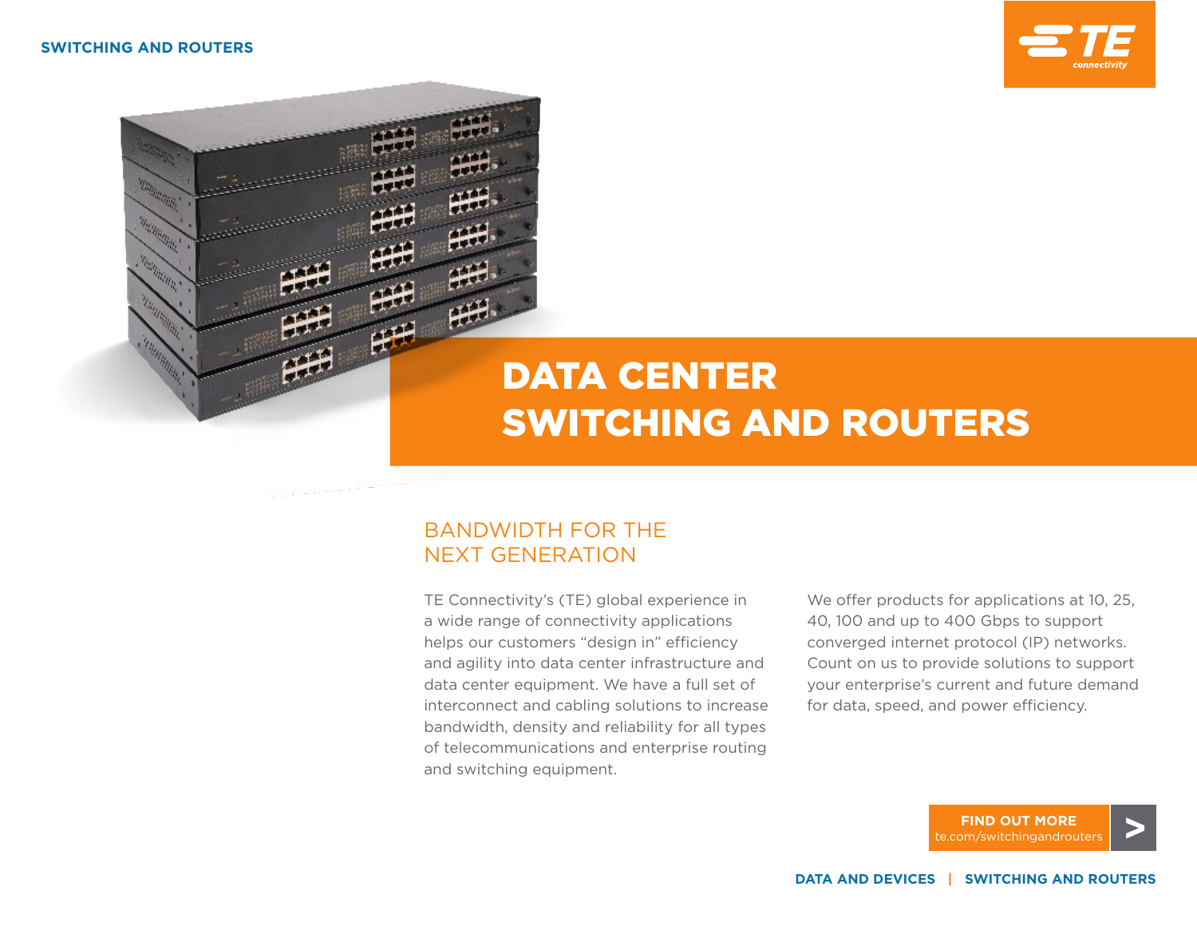SWITCHING AND ROUTERS

# DATA CENTER SWITCHING AND ROUTERS

## BANDWIDTH FOR THE NEXT GENERATION

TE Connectivity's (TE) global experience in a wide range of connectivity applications helps our customers "design in" efficiency and agility into data center infrastructure and data center equipment. We have a full set of interconnect and cabling solutions to increase bandwidth, density and reliability for all types of telecommunications and enterprise routing and switching equipment.

We offer products for applications at 10, 25, 40, 100 and up to 400 Gbps to support converged internet protocol (IP) networks. Count on us to provide solutions to support your enterprise's current and future demand for data, speed, and power efficiency.

**FIND OUT MORE**
te.com/switchingandrouters

**DATA AND DEVICES | SWITCHING AND ROUTERS**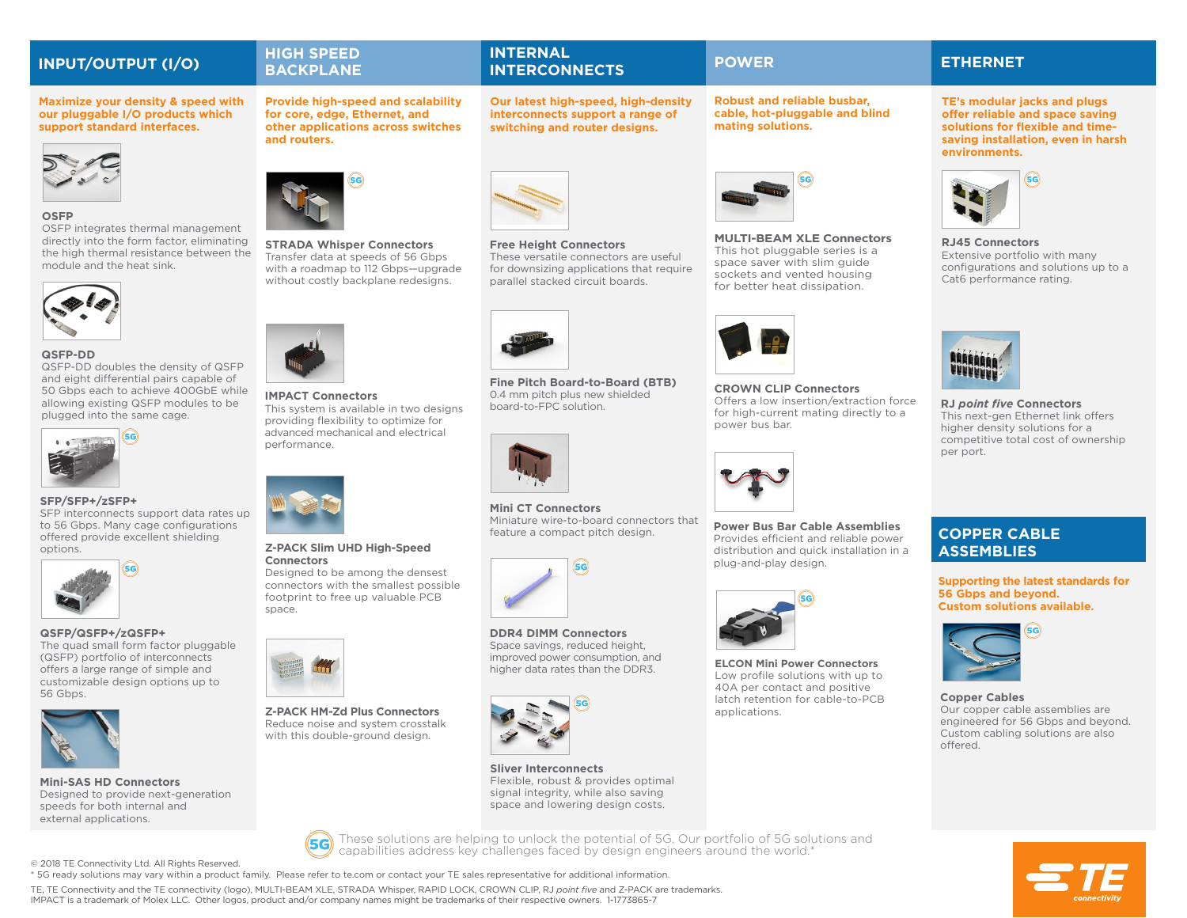## INPUT/OUTPUT (I/O)

**Maximize your density & speed with our pluggable I/O products which support standard interfaces.**

**OSFP**
OSFP integrates thermal management directly into the form factor, eliminating the high thermal resistance between the module and the heat sink.

**QSFP-DD**
QSFP-DD doubles the density of QSFP and eight differential pairs capable of 50 Gbps each to achieve 400GbE while allowing existing QSFP modules to be plugged into the same cage.

**SFP/SFP+/zSFP+**
SFP interconnects support data rates up to 56 Gbps. Many cage configurations offered provide excellent shielding options.

**QSFP/QSFP+/zQSFP+**
The quad small form factor pluggable (QSFP) portfolio of interconnects offers a large range of simple and customizable design options up to 56 Gbps.

**Mini-SAS HD Connectors**
Designed to provide next-generation speeds for both internal and external applications.

## HIGH SPEED BACKPLANE

**Provide high-speed and scalability for core, edge, Ethernet, and other applications across switches and routers.**

**STRADA Whisper Connectors**
Transfer data at speeds of 56 Gbps with a roadmap to 112 Gbps—upgrade without costly backplane redesigns.

**IMPACT Connectors**
This system is available in two designs providing flexibility to optimize for advanced mechanical and electrical performance.

**Z-PACK Slim UHD High-Speed Connectors**
Designed to be among the densest connectors with the smallest possible footprint to free up valuable PCB space.

**Z-PACK HM-Zd Plus Connectors**
Reduce noise and system crosstalk with this double-ground design.

## INTERNAL INTERCONNECTS

**Our latest high-speed, high-density interconnects support a range of switching and router designs.**

**Free Height Connectors**
These versatile connectors are useful for downsizing applications that require parallel stacked circuit boards.

**Fine Pitch Board-to-Board (BTB)**
0.4 mm pitch plus new shielded board-to-FPC solution.

**Mini CT Connectors**
Miniature wire-to-board connectors that feature a compact pitch design.

**DDR4 DIMM Connectors**
Space savings, reduced height, improved power consumption, and higher data rates than the DDR3.

**Sliver Interconnects**
Flexible, robust & provides optimal signal integrity, while also saving space and lowering design costs.

## POWER

**Robust and reliable busbar, cable, hot-pluggable and blind mating solutions.**

**MULTI-BEAM XLE Connectors**
This hot pluggable series is a space saver with slim guide sockets and vented housing for better heat dissipation.

**CROWN CLIP Connectors**
Offers a low insertion/extraction force for high-current mating directly to a power bus bar.

**Power Bus Bar Cable Assemblies**
Provides efficient and reliable power distribution and quick installation in a plug-and-play design.

**ELCON Mini Power Connectors**
Low profile solutions with up to 40A per contact and positive latch retention for cable-to-PCB applications.

## ETHERNET

**TE's modular jacks and plugs offer reliable and space saving solutions for flexible and time-saving installation, even in harsh environments.**

**RJ45 Connectors**
Extensive portfolio with many configurations and solutions up to a Cat6 performance rating.

**RJ *point five* Connectors**
This next-gen Ethernet link offers higher density solutions for a competitive total cost of ownership per port.

## COPPER CABLE ASSEMBLIES

**Supporting the latest standards for 56 Gbps and beyond. Custom solutions available.**

**Copper Cables**
Our copper cable assemblies are engineered for 56 Gbps and beyond. Custom cabling solutions are also offered.

These solutions are helping to unlock the potential of 5G. Our portfolio of 5G solutions and capabilities address key challenges faced by design engineers around the world.*

© 2018 TE Connectivity Ltd. All Rights Reserved.
* 5G ready solutions may vary within a product family. Please refer to te.com or contact your TE sales representative for additional information.

TE, TE Connectivity and the TE connectivity (logo), MULTI-BEAM XLE, STRADA Whisper, RAPID LOCK, CROWN CLIP, RJ *point five* and Z-PACK are trademarks. IMPACT is a trademark of Molex LLC. Other logos, product and/or company names might be trademarks of their respective owners. 1-1773865-7